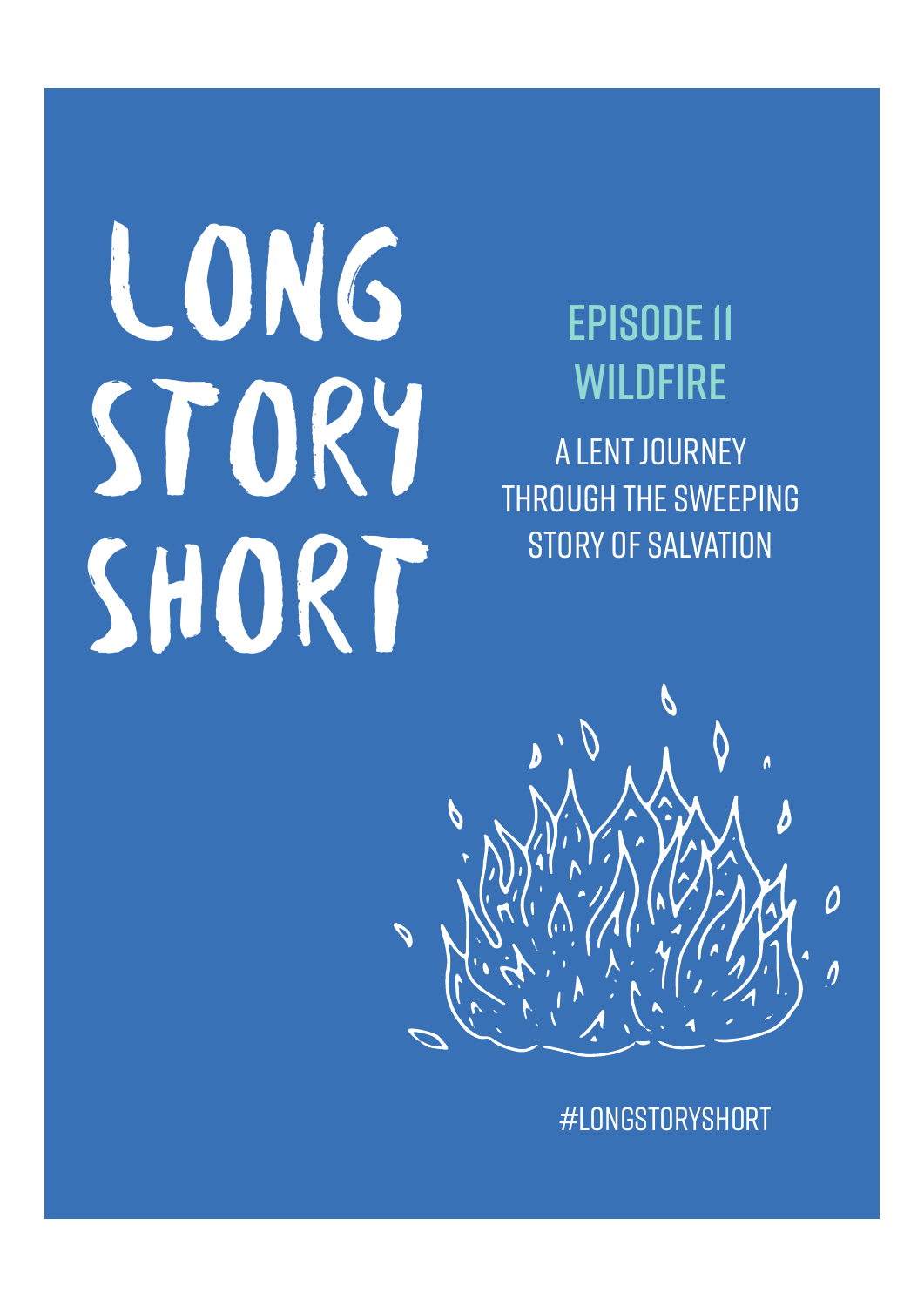# LONG STORY SHORT

## EPISODE 11
## WILDFIRE

A LENT JOURNEY THROUGH THE SWEEPING STORY OF SALVATION

#LONGSTORYSHORT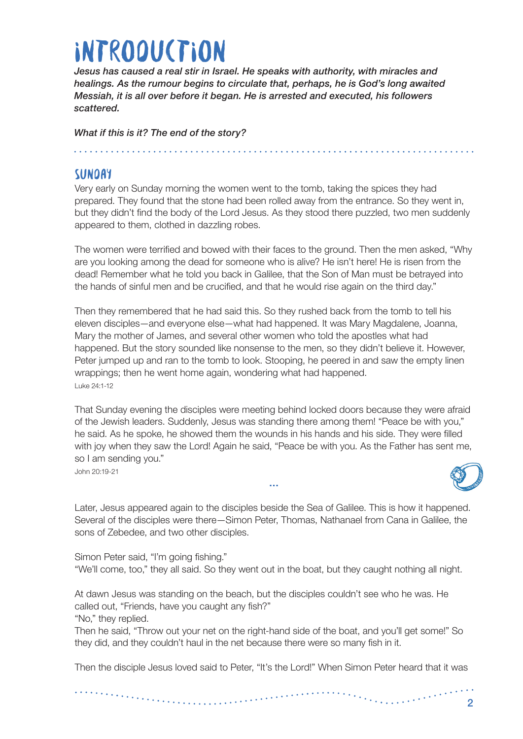# INTRODUCTION

*Jesus has caused a real stir in Israel. He speaks with authority, with miracles and healings. As the rumour begins to circulate that, perhaps, he is God's long awaited Messiah, it is all over before it began. He is arrested and executed, his followers scattered.*

*What if this is it? The end of the story?*

## SUNDAY

Very early on Sunday morning the women went to the tomb, taking the spices they had prepared. They found that the stone had been rolled away from the entrance. So they went in, but they didn't find the body of the Lord Jesus. As they stood there puzzled, two men suddenly appeared to them, clothed in dazzling robes.

The women were terrified and bowed with their faces to the ground. Then the men asked, "Why are you looking among the dead for someone who is alive? He isn't here! He is risen from the dead! Remember what he told you back in Galilee, that the Son of Man must be betrayed into the hands of sinful men and be crucified, and that he would rise again on the third day."

Then they remembered that he had said this. So they rushed back from the tomb to tell his eleven disciples—and everyone else—what had happened. It was Mary Magdalene, Joanna, Mary the mother of James, and several other women who told the apostles what had happened. But the story sounded like nonsense to the men, so they didn't believe it. However, Peter jumped up and ran to the tomb to look. Stooping, he peered in and saw the empty linen wrappings; then he went home again, wondering what had happened.
Luke 24:1-12

That Sunday evening the disciples were meeting behind locked doors because they were afraid of the Jewish leaders. Suddenly, Jesus was standing there among them! "Peace be with you," he said. As he spoke, he showed them the wounds in his hands and his side. They were filled with joy when they saw the Lord! Again he said, "Peace be with you. As the Father has sent me, so I am sending you."
John 20:19-21

...

Later, Jesus appeared again to the disciples beside the Sea of Galilee. This is how it happened. Several of the disciples were there—Simon Peter, Thomas, Nathanael from Cana in Galilee, the sons of Zebedee, and two other disciples.

Simon Peter said, "I'm going fishing."
"We'll come, too," they all said. So they went out in the boat, but they caught nothing all night.

At dawn Jesus was standing on the beach, but the disciples couldn't see who he was. He called out, "Friends, have you caught any fish?"
"No," they replied.
Then he said, "Throw out your net on the right-hand side of the boat, and you'll get some!" So they did, and they couldn't haul in the net because there were so many fish in it.

Then the disciple Jesus loved said to Peter, "It's the Lord!" When Simon Peter heard that it was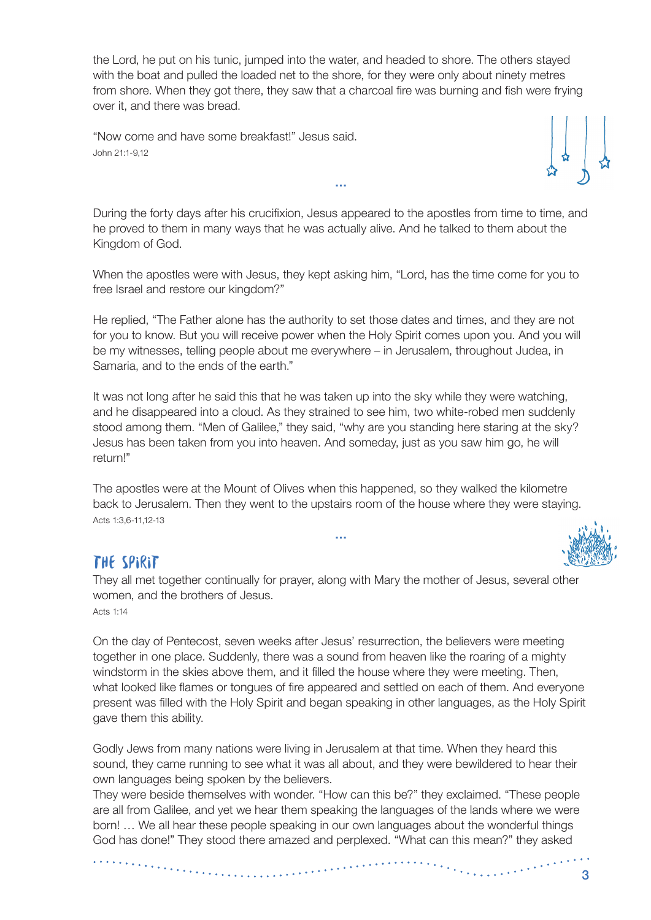the Lord, he put on his tunic, jumped into the water, and headed to shore. The others stayed with the boat and pulled the loaded net to the shore, for they were only about ninety metres from shore. When they got there, they saw that a charcoal fire was burning and fish were frying over it, and there was bread.

"Now come and have some breakfast!" Jesus said.
John 21:1-9,12

...

During the forty days after his crucifixion, Jesus appeared to the apostles from time to time, and he proved to them in many ways that he was actually alive. And he talked to them about the Kingdom of God.

When the apostles were with Jesus, they kept asking him, "Lord, has the time come for you to free Israel and restore our kingdom?"

He replied, "The Father alone has the authority to set those dates and times, and they are not for you to know. But you will receive power when the Holy Spirit comes upon you. And you will be my witnesses, telling people about me everywhere – in Jerusalem, throughout Judea, in Samaria, and to the ends of the earth."

It was not long after he said this that he was taken up into the sky while they were watching, and he disappeared into a cloud. As they strained to see him, two white-robed men suddenly stood among them. "Men of Galilee," they said, "why are you standing here staring at the sky? Jesus has been taken from you into heaven. And someday, just as you saw him go, he will return!"

The apostles were at the Mount of Olives when this happened, so they walked the kilometre back to Jerusalem. Then they went to the upstairs room of the house where they were staying.
Acts 1:3,6-11,12-13

...

## The Spirit

They all met together continually for prayer, along with Mary the mother of Jesus, several other women, and the brothers of Jesus.
Acts 1:14

On the day of Pentecost, seven weeks after Jesus' resurrection, the believers were meeting together in one place. Suddenly, there was a sound from heaven like the roaring of a mighty windstorm in the skies above them, and it filled the house where they were meeting. Then, what looked like flames or tongues of fire appeared and settled on each of them. And everyone present was filled with the Holy Spirit and began speaking in other languages, as the Holy Spirit gave them this ability.

Godly Jews from many nations were living in Jerusalem at that time. When they heard this sound, they came running to see what it was all about, and they were bewildered to hear their own languages being spoken by the believers.
They were beside themselves with wonder. "How can this be?" they exclaimed. "These people are all from Galilee, and yet we hear them speaking the languages of the lands where we were born! … We all hear these people speaking in our own languages about the wonderful things God has done!" They stood there amazed and perplexed. "What can this mean?" they asked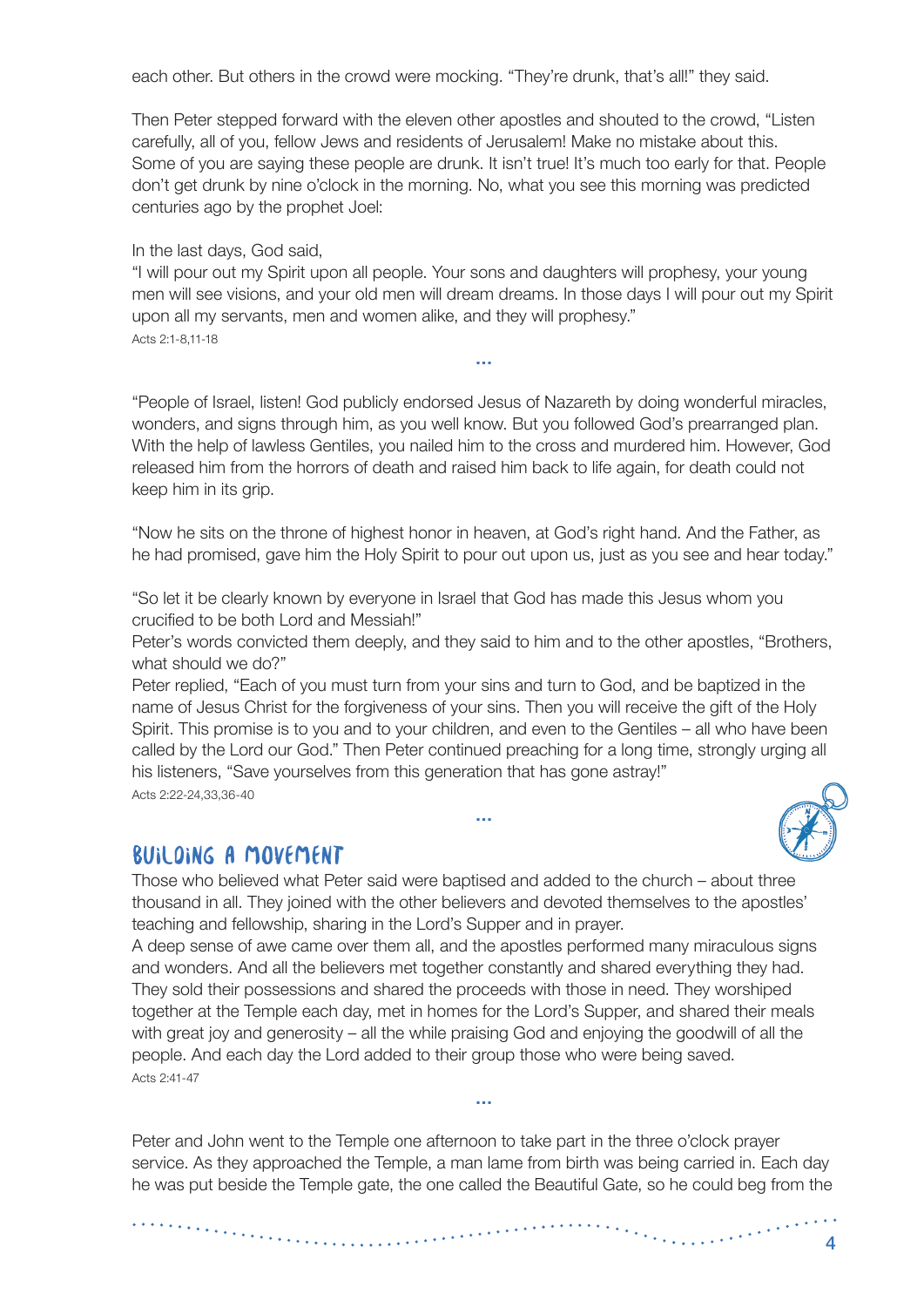each other. But others in the crowd were mocking. "They're drunk, that's all!" they said.

Then Peter stepped forward with the eleven other apostles and shouted to the crowd, "Listen carefully, all of you, fellow Jews and residents of Jerusalem! Make no mistake about this. Some of you are saying these people are drunk. It isn't true! It's much too early for that. People don't get drunk by nine o'clock in the morning. No, what you see this morning was predicted centuries ago by the prophet Joel:

In the last days, God said,
"I will pour out my Spirit upon all people. Your sons and daughters will prophesy, your young men will see visions, and your old men will dream dreams. In those days I will pour out my Spirit upon all my servants, men and women alike, and they will prophesy."
Acts 2:1-8,11-18

...

"People of Israel, listen! God publicly endorsed Jesus of Nazareth by doing wonderful miracles, wonders, and signs through him, as you well know. But you followed God's prearranged plan. With the help of lawless Gentiles, you nailed him to the cross and murdered him. However, God released him from the horrors of death and raised him back to life again, for death could not keep him in its grip.

"Now he sits on the throne of highest honor in heaven, at God's right hand. And the Father, as he had promised, gave him the Holy Spirit to pour out upon us, just as you see and hear today."

"So let it be clearly known by everyone in Israel that God has made this Jesus whom you crucified to be both Lord and Messiah!"
Peter's words convicted them deeply, and they said to him and to the other apostles, "Brothers, what should we do?"
Peter replied, "Each of you must turn from your sins and turn to God, and be baptized in the name of Jesus Christ for the forgiveness of your sins. Then you will receive the gift of the Holy Spirit. This promise is to you and to your children, and even to the Gentiles – all who have been called by the Lord our God." Then Peter continued preaching for a long time, strongly urging all his listeners, "Save yourselves from this generation that has gone astray!"
Acts 2:22-24,33,36-40

...

## Building a Movement

Those who believed what Peter said were baptised and added to the church – about three thousand in all. They joined with the other believers and devoted themselves to the apostles' teaching and fellowship, sharing in the Lord's Supper and in prayer.
A deep sense of awe came over them all, and the apostles performed many miraculous signs and wonders. And all the believers met together constantly and shared everything they had. They sold their possessions and shared the proceeds with those in need. They worshiped together at the Temple each day, met in homes for the Lord's Supper, and shared their meals with great joy and generosity – all the while praising God and enjoying the goodwill of all the people. And each day the Lord added to their group those who were being saved.
Acts 2:41-47

...

Peter and John went to the Temple one afternoon to take part in the three o'clock prayer service. As they approached the Temple, a man lame from birth was being carried in. Each day he was put beside the Temple gate, the one called the Beautiful Gate, so he could beg from the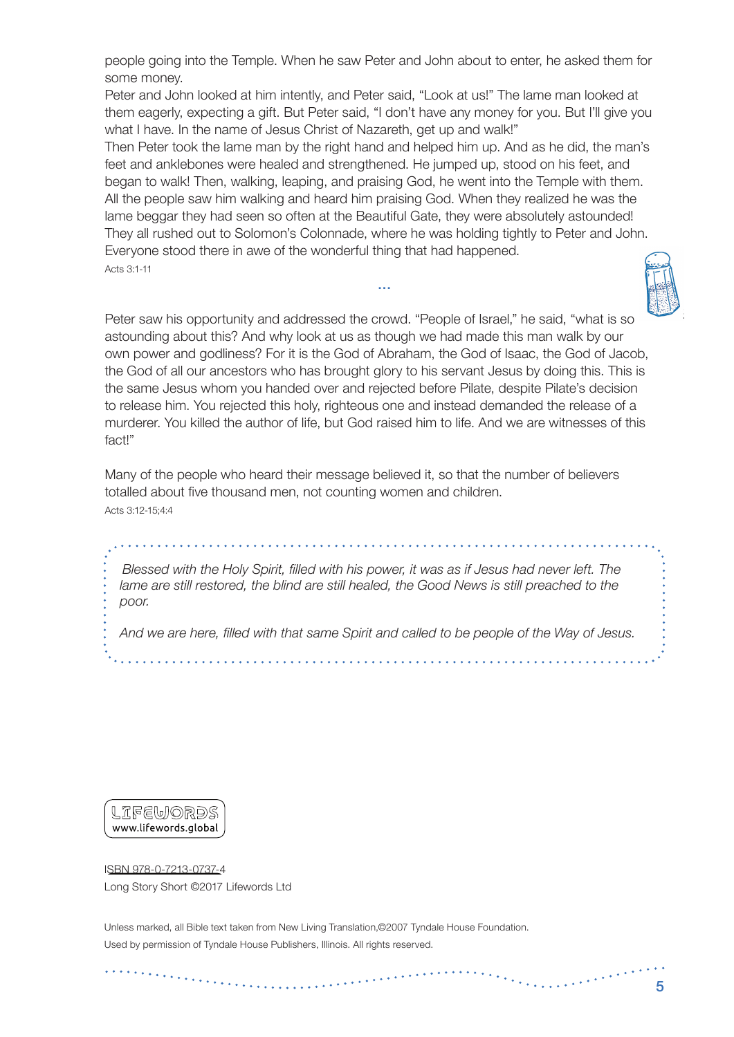people going into the Temple. When he saw Peter and John about to enter, he asked them for some money.

Peter and John looked at him intently, and Peter said, "Look at us!" The lame man looked at them eagerly, expecting a gift. But Peter said, "I don't have any money for you. But I'll give you what I have. In the name of Jesus Christ of Nazareth, get up and walk!"

Then Peter took the lame man by the right hand and helped him up. And as he did, the man's feet and anklebones were healed and strengthened. He jumped up, stood on his feet, and began to walk! Then, walking, leaping, and praising God, he went into the Temple with them. All the people saw him walking and heard him praising God. When they realized he was the lame beggar they had seen so often at the Beautiful Gate, they were absolutely astounded! They all rushed out to Solomon's Colonnade, where he was holding tightly to Peter and John. Everyone stood there in awe of the wonderful thing that had happened.

Acts 3:1-11

...

Peter saw his opportunity and addressed the crowd. "People of Israel," he said, "what is so astounding about this? And why look at us as though we had made this man walk by our own power and godliness? For it is the God of Abraham, the God of Isaac, the God of Jacob, the God of all our ancestors who has brought glory to his servant Jesus by doing this. This is the same Jesus whom you handed over and rejected before Pilate, despite Pilate's decision to release him. You rejected this holy, righteous one and instead demanded the release of a murderer. You killed the author of life, but God raised him to life. And we are witnesses of this fact!"

Many of the people who heard their message believed it, so that the number of believers totalled about five thousand men, not counting women and children.

Acts 3:12-15;4:4

*Blessed with the Holy Spirit, filled with his power, it was as if Jesus had never left. The lame are still restored, the blind are still healed, the Good News is still preached to the poor.*

*And we are here, filled with that same Spirit and called to be people of the Way of Jesus.*

LIFEWORDS
www.lifewords.global

ISBN 978-0-7213-0737-4

Long Story Short ©2017 Lifewords Ltd

Unless marked, all Bible text taken from New Living Translation,©2007 Tyndale House Foundation.
Used by permission of Tyndale House Publishers, Illinois. All rights reserved.